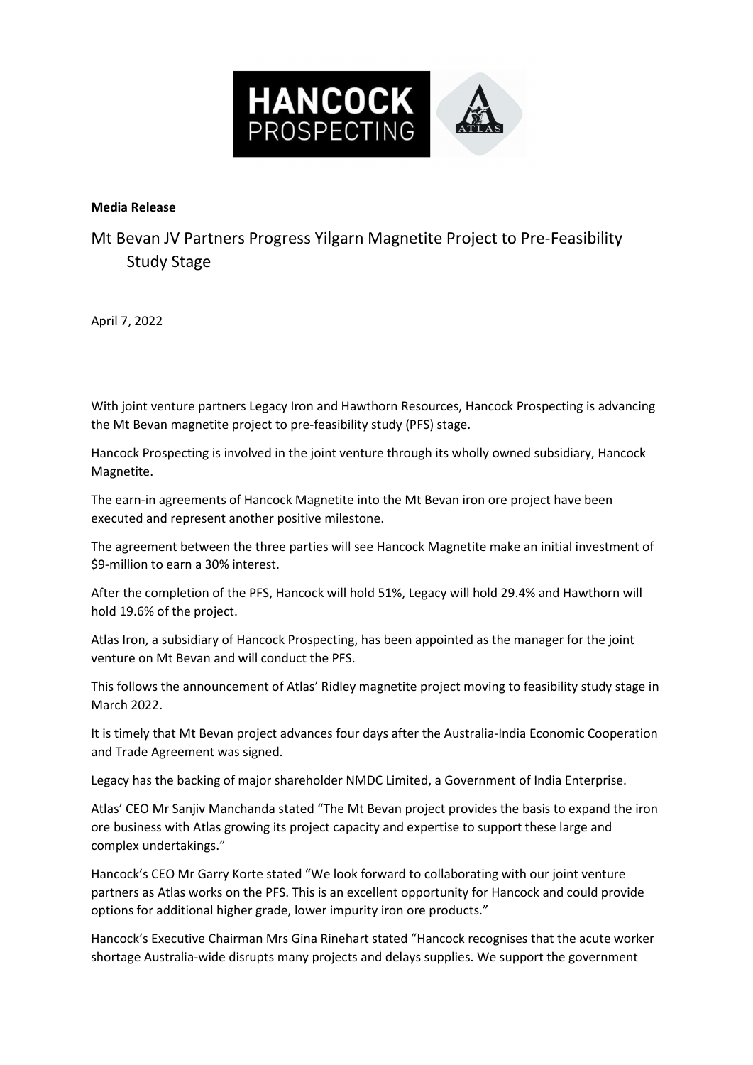**Media Release**

# Mt Bevan JV Partners Progress Yilgarn Magnetite Project to Pre-Feasibility Study Stage

April 7, 2022

With joint venture partners Legacy Iron and Hawthorn Resources, Hancock Prospecting is advancing the Mt Bevan magnetite project to pre-feasibility study (PFS) stage.

Hancock Prospecting is involved in the joint venture through its wholly owned subsidiary, Hancock Magnetite.

The earn-in agreements of Hancock Magnetite into the Mt Bevan iron ore project have been executed and represent another positive milestone.

The agreement between the three parties will see Hancock Magnetite make an initial investment of $9-million to earn a 30% interest.

After the completion of the PFS, Hancock will hold 51%, Legacy will hold 29.4% and Hawthorn will hold 19.6% of the project.

Atlas Iron, a subsidiary of Hancock Prospecting, has been appointed as the manager for the joint venture on Mt Bevan and will conduct the PFS.

This follows the announcement of Atlas' Ridley magnetite project moving to feasibility study stage in March 2022.

It is timely that Mt Bevan project advances four days after the Australia-India Economic Cooperation and Trade Agreement was signed.

Legacy has the backing of major shareholder NMDC Limited, a Government of India Enterprise.

Atlas' CEO Mr Sanjiv Manchanda stated "The Mt Bevan project provides the basis to expand the iron ore business with Atlas growing its project capacity and expertise to support these large and complex undertakings."

Hancock's CEO Mr Garry Korte stated "We look forward to collaborating with our joint venture partners as Atlas works on the PFS. This is an excellent opportunity for Hancock and could provide options for additional higher grade, lower impurity iron ore products."

Hancock's Executive Chairman Mrs Gina Rinehart stated "Hancock recognises that the acute worker shortage Australia-wide disrupts many projects and delays supplies. We support the government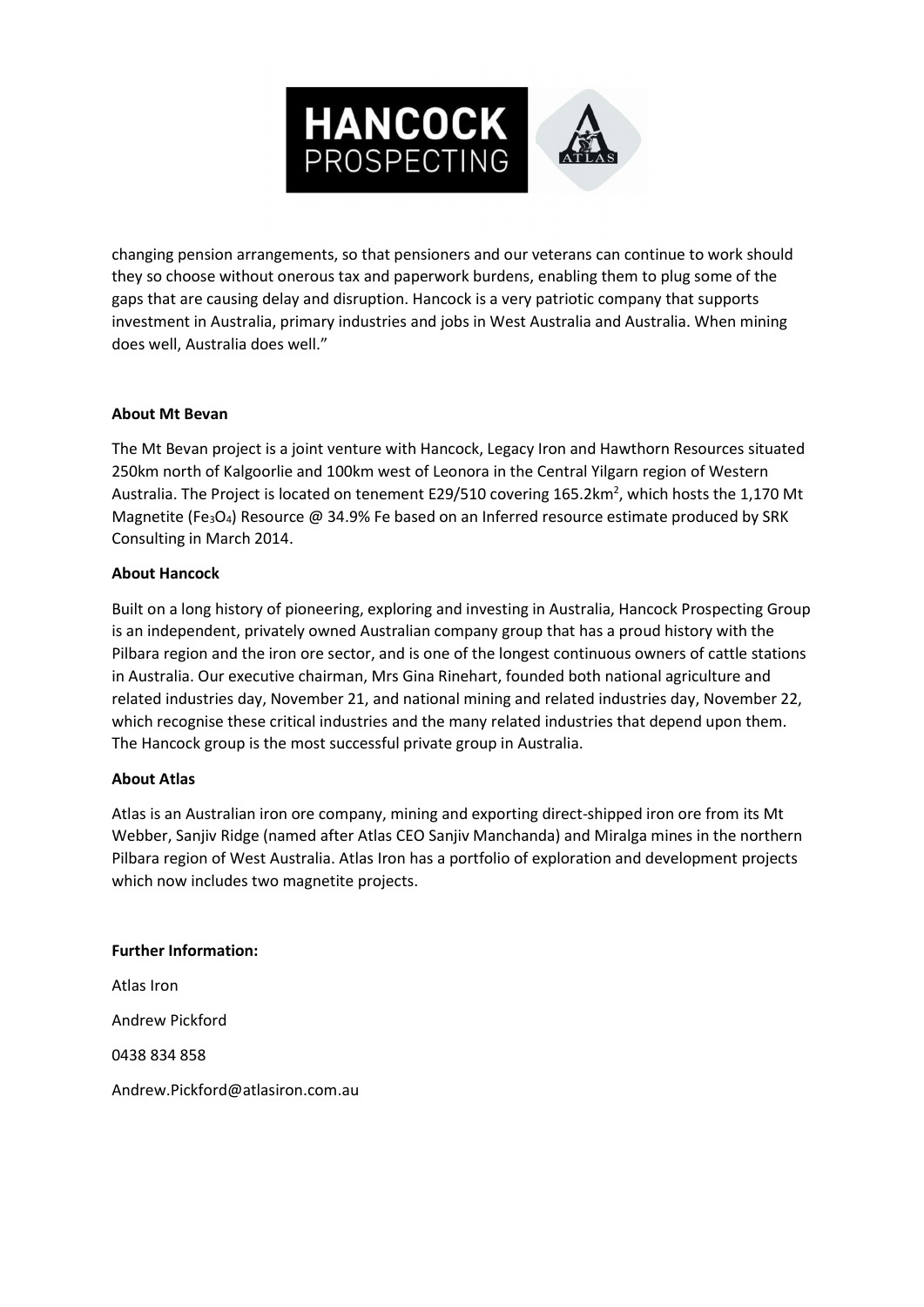changing pension arrangements, so that pensioners and our veterans can continue to work should they so choose without onerous tax and paperwork burdens, enabling them to plug some of the gaps that are causing delay and disruption. Hancock is a very patriotic company that supports investment in Australia, primary industries and jobs in West Australia and Australia. When mining does well, Australia does well."

**About Mt Bevan**

The Mt Bevan project is a joint venture with Hancock, Legacy Iron and Hawthorn Resources situated 250km north of Kalgoorlie and 100km west of Leonora in the Central Yilgarn region of Western Australia. The Project is located on tenement E29/510 covering 165.2km$^2$, which hosts the 1,170 Mt Magnetite ($Fe_3O_4$) Resource @ 34.9% Fe based on an Inferred resource estimate produced by SRK Consulting in March 2014.

**About Hancock**

Built on a long history of pioneering, exploring and investing in Australia, Hancock Prospecting Group is an independent, privately owned Australian company group that has a proud history with the Pilbara region and the iron ore sector, and is one of the longest continuous owners of cattle stations in Australia. Our executive chairman, Mrs Gina Rinehart, founded both national agriculture and related industries day, November 21, and national mining and related industries day, November 22, which recognise these critical industries and the many related industries that depend upon them. The Hancock group is the most successful private group in Australia.

**About Atlas**

Atlas is an Australian iron ore company, mining and exporting direct-shipped iron ore from its Mt Webber, Sanjiv Ridge (named after Atlas CEO Sanjiv Manchanda) and Miralga mines in the northern Pilbara region of West Australia. Atlas Iron has a portfolio of exploration and development projects which now includes two magnetite projects.

**Further Information:**

Atlas Iron

Andrew Pickford

0438 834 858

Andrew.Pickford@atlasiron.com.au